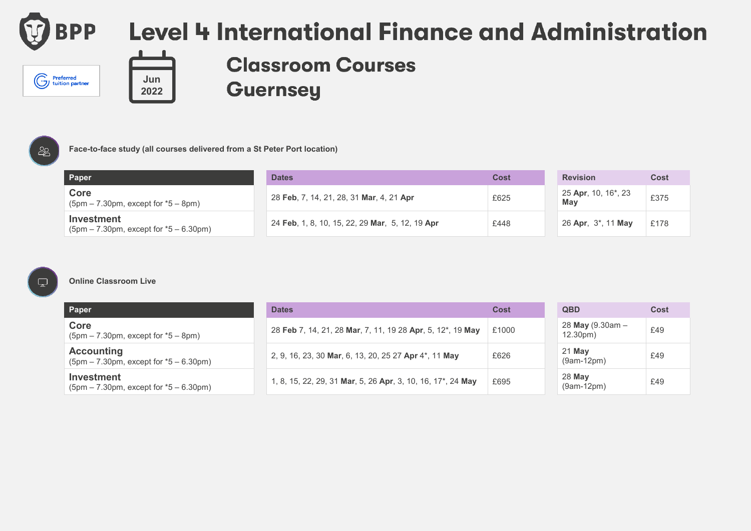# Level 4 International Finance and Administration

Preferred tuition partner

Jun 2022

## Classroom Courses Guernsey

### Face-to-face study (all courses delivered from a St Peter Port location)

| Paper | Dates | Cost | Revision | Cost |
| --- | --- | --- | --- | --- |
| **Core** (5pm – 7.30pm, except for *5 – 8pm) | 28 **Feb**, 7, 14, 21, 28, 31 **Mar**, 4, 21 **Apr** | £625 | 25 **Apr**, 10, 16*, 23 **May** | £375 |
| **Investment** (5pm – 7.30pm, except for *5 – 6.30pm) | 24 **Feb**, 1, 8, 10, 15, 22, 29 **Mar**, 5, 12, 19 **Apr** | £448 | 26 **Apr**, 3*, 11 **May** | £178 |

### Online Classroom Live

| Paper | Dates | Cost | QBD | Cost |
| --- | --- | --- | --- | --- |
| **Core** (5pm – 7.30pm, except for *5 – 8pm) | 28 **Feb** 7, 14, 21, 28 **Mar**, 7, 11, 19 28 **Apr**, 5, 12*, 19 **May** | £1000 | 28 **May** (9.30am – 12.30pm) | £49 |
| **Accounting** (5pm – 7.30pm, except for *5 – 6.30pm) | 2, 9, 16, 23, 30 **Mar**, 6, 13, 20, 25 27 **Apr** 4*, 11 **May** | £626 | 21 **May** (9am-12pm) | £49 |
| **Investment** (5pm – 7.30pm, except for *5 – 6.30pm) | 1, 8, 15, 22, 29, 31 **Mar**, 5, 26 **Apr**, 3, 10, 16, 17*, 24 **May** | £695 | 28 **May** (9am-12pm) | £49 |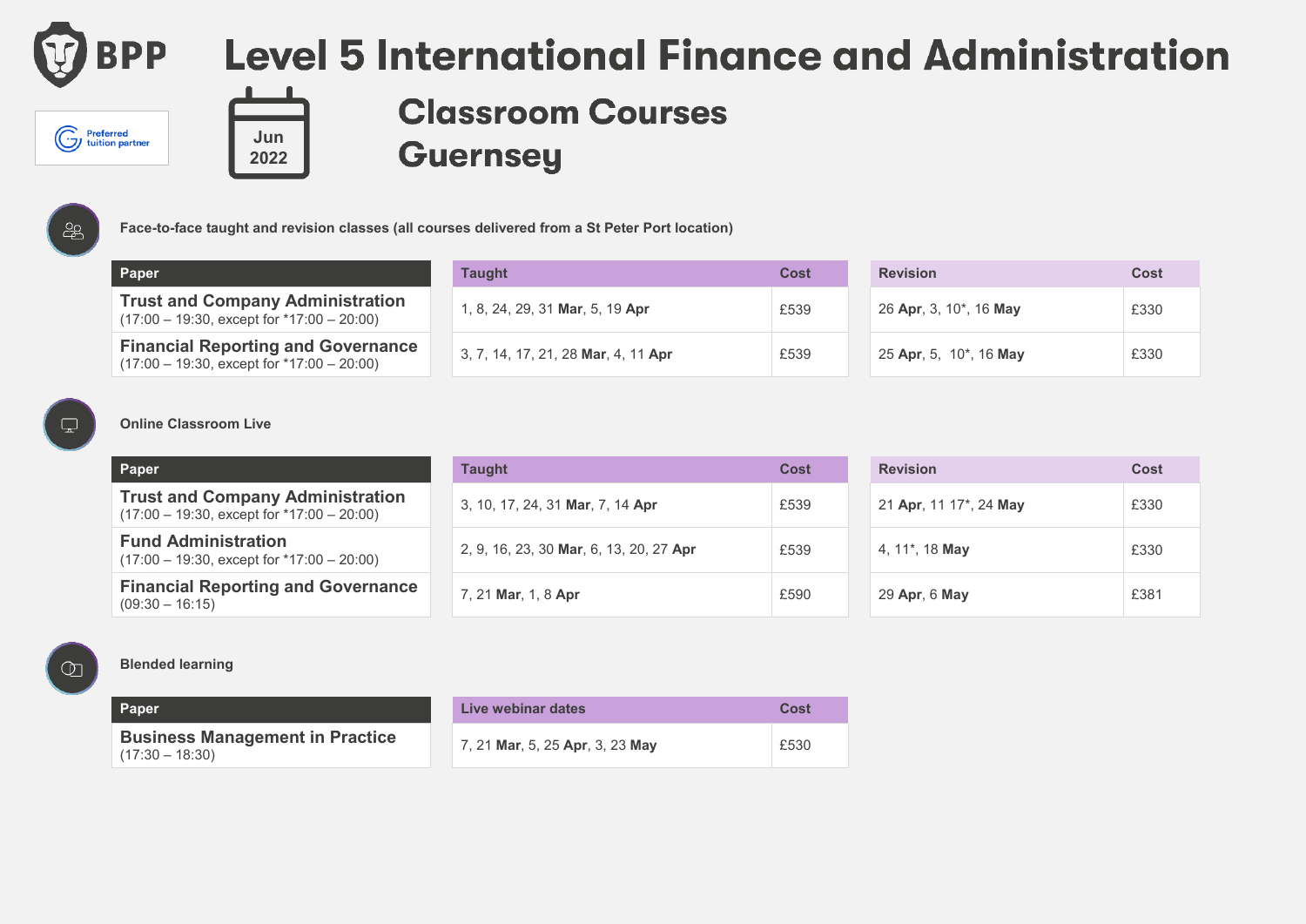# Level 5 International Finance and Administration

Jun 2022

## Classroom Courses Guernsey

### Face-to-face taught and revision classes (all courses delivered from a St Peter Port location)

| Paper | Taught | Cost | Revision | Cost |
|---|---|---|---|---|
| **Trust and Company Administration** (17:00 – 19:30, except for *17:00 – 20:00) | 1, 8, 24, 29, 31 **Mar**, 5, 19 **Apr** | £539 | 26 **Apr**, 3, 10*, 16 **May** | £330 |
| **Financial Reporting and Governance** (17:00 – 19:30, except for *17:00 – 20:00) | 3, 7, 14, 17, 21, 28 **Mar**, 4, 11 **Apr** | £539 | 25 **Apr**, 5, 10*, 16 **May** | £330 |

### Online Classroom Live

| Paper | Taught | Cost | Revision | Cost |
|---|---|---|---|---|
| **Trust and Company Administration** (17:00 – 19:30, except for *17:00 – 20:00) | 3, 10, 17, 24, 31 **Mar**, 7, 14 **Apr** | £539 | 21 **Apr**, 11 17*, 24 **May** | £330 |
| **Fund Administration** (17:00 – 19:30, except for *17:00 – 20:00) | 2, 9, 16, 23, 30 **Mar**, 6, 13, 20, 27 **Apr** | £539 | 4, 11*, 18 **May** | £330 |
| **Financial Reporting and Governance** (09:30 – 16:15) | 7, 21 **Mar**, 1, 8 **Apr** | £590 | 29 **Apr**, 6 **May** | £381 |

### Blended learning

| Paper | Live webinar dates | Cost |
|---|---|---|
| **Business Management in Practice** (17:30 – 18:30) | 7, 21 **Mar**, 5, 25 **Apr**, 3, 23 **May** | £530 |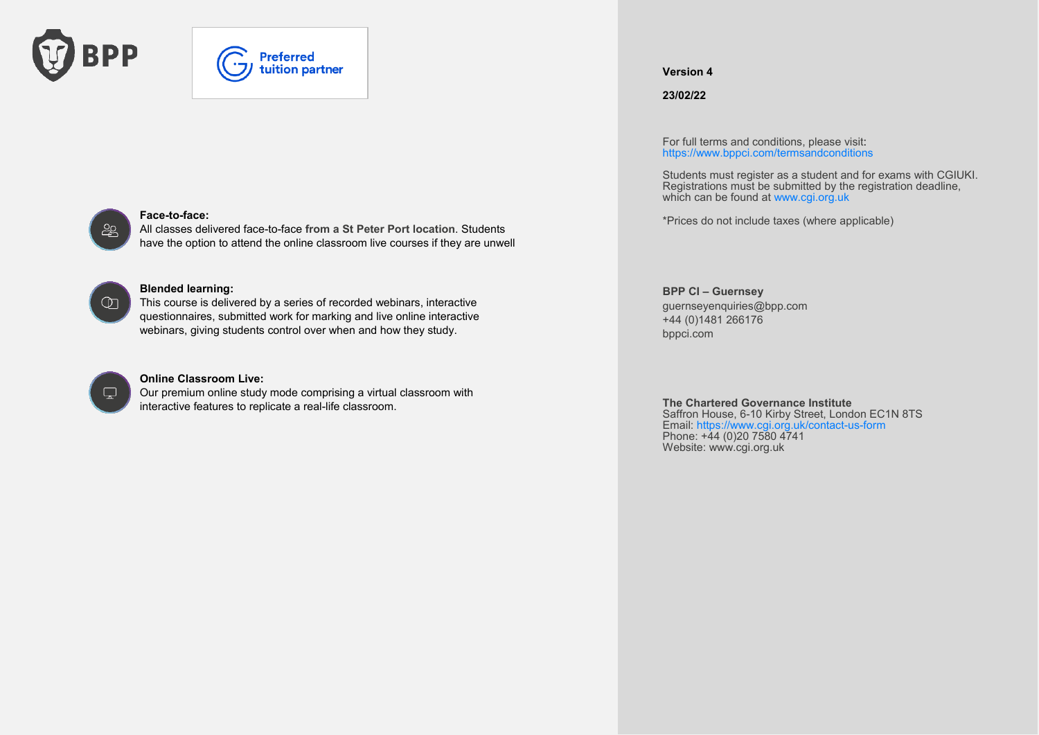**Face-to-face:**
All classes delivered face-to-face **from a St Peter Port location**. Students have the option to attend the online classroom live courses if they are unwell

**Blended learning:**
This course is delivered by a series of recorded webinars, interactive questionnaires, submitted work for marking and live online interactive webinars, giving students control over when and how they study.

**Online Classroom Live:**
Our premium online study mode comprising a virtual classroom with interactive features to replicate a real-life classroom.

**Version 4**

**23/02/22**

For full terms and conditions, please visit:
https://www.bppci.com/termsandconditions

Students must register as a student and for exams with CGIUKI. Registrations must be submitted by the registration deadline, which can be found at www.cgi.org.uk

*Prices do not include taxes (where applicable)

**BPP CI – Guernsey**
guernseyenquiries@bpp.com
+44 (0)1481 266176
bppci.com

**The Chartered Governance Institute**
Saffron House, 6-10 Kirby Street, London EC1N 8TS
Email: https://www.cgi.org.uk/contact-us-form
Phone: +44 (0)20 7580 4741
Website: www.cgi.org.uk